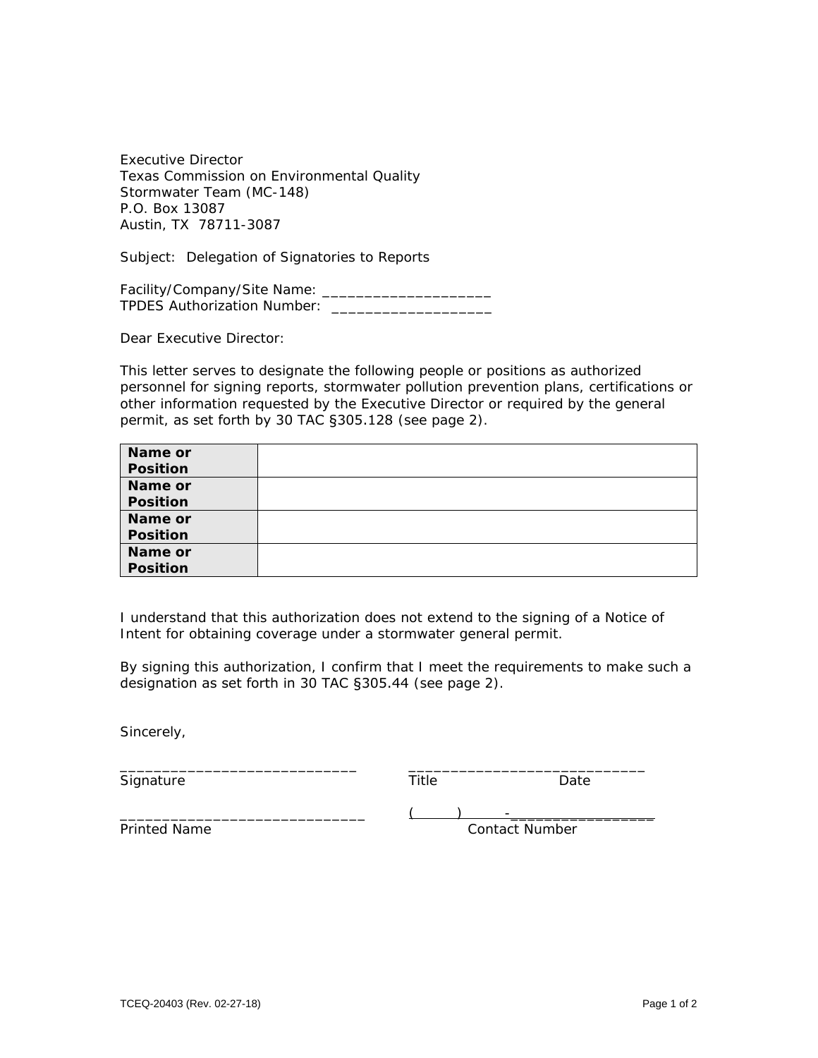Executive Director
Texas Commission on Environmental Quality
Stormwater Team (MC-148)
P.O. Box 13087
Austin, TX 78711-3087

Subject: Delegation of Signatories to Reports

Facility/Company/Site Name: ____________________
TPDES Authorization Number: ___________________

Dear Executive Director:

This letter serves to designate the following people or positions as authorized personnel for signing reports, stormwater pollution prevention plans, certifications or other information requested by the Executive Director or required by the general permit, as set forth by 30 TAC §305.128 (see page 2).

| **Name or Position** | |
|---|---|
| **Name or Position** | |
| **Name or Position** | |
| **Name or Position** | |

I understand that this authorization does not extend to the signing of a Notice of Intent for obtaining coverage under a stormwater general permit.

By signing this authorization, I confirm that I meet the requirements to make such a designation as set forth in 30 TAC §305.44 (see page 2).

Sincerely,

_____________________________
Signature

_____________________________
Title Date

_____________________________
Printed Name

( ) -_________________
Contact Number

TCEQ-20403 (Rev. 02-27-18)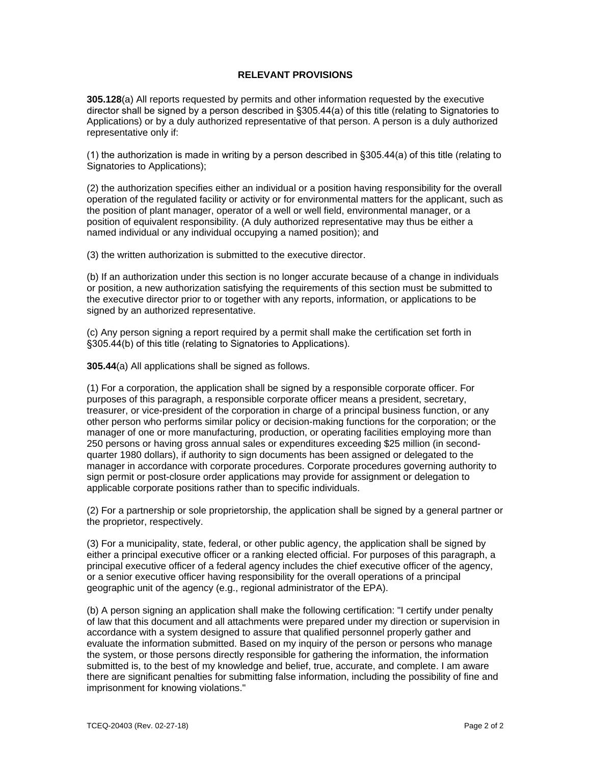## RELEVANT PROVISIONS

**305.128**(a) All reports requested by permits and other information requested by the executive director shall be signed by a person described in §305.44(a) of this title (relating to Signatories to Applications) or by a duly authorized representative of that person. A person is a duly authorized representative only if:

(1) the authorization is made in writing by a person described in §305.44(a) of this title (relating to Signatories to Applications);

(2) the authorization specifies either an individual or a position having responsibility for the overall operation of the regulated facility or activity or for environmental matters for the applicant, such as the position of plant manager, operator of a well or well field, environmental manager, or a position of equivalent responsibility. (A duly authorized representative may thus be either a named individual or any individual occupying a named position); and

(3) the written authorization is submitted to the executive director.

(b) If an authorization under this section is no longer accurate because of a change in individuals or position, a new authorization satisfying the requirements of this section must be submitted to the executive director prior to or together with any reports, information, or applications to be signed by an authorized representative.

(c) Any person signing a report required by a permit shall make the certification set forth in §305.44(b) of this title (relating to Signatories to Applications).

**305.44**(a) All applications shall be signed as follows.

(1) For a corporation, the application shall be signed by a responsible corporate officer. For purposes of this paragraph, a responsible corporate officer means a president, secretary, treasurer, or vice-president of the corporation in charge of a principal business function, or any other person who performs similar policy or decision-making functions for the corporation; or the manager of one or more manufacturing, production, or operating facilities employing more than 250 persons or having gross annual sales or expenditures exceeding $25 million (in second-quarter 1980 dollars), if authority to sign documents has been assigned or delegated to the manager in accordance with corporate procedures. Corporate procedures governing authority to sign permit or post-closure order applications may provide for assignment or delegation to applicable corporate positions rather than to specific individuals.

(2) For a partnership or sole proprietorship, the application shall be signed by a general partner or the proprietor, respectively.

(3) For a municipality, state, federal, or other public agency, the application shall be signed by either a principal executive officer or a ranking elected official. For purposes of this paragraph, a principal executive officer of a federal agency includes the chief executive officer of the agency, or a senior executive officer having responsibility for the overall operations of a principal geographic unit of the agency (e.g., regional administrator of the EPA).

(b) A person signing an application shall make the following certification: "I certify under penalty of law that this document and all attachments were prepared under my direction or supervision in accordance with a system designed to assure that qualified personnel properly gather and evaluate the information submitted. Based on my inquiry of the person or persons who manage the system, or those persons directly responsible for gathering the information, the information submitted is, to the best of my knowledge and belief, true, accurate, and complete. I am aware there are significant penalties for submitting false information, including the possibility of fine and imprisonment for knowing violations."

TCEQ-20403 (Rev. 02-27-18)